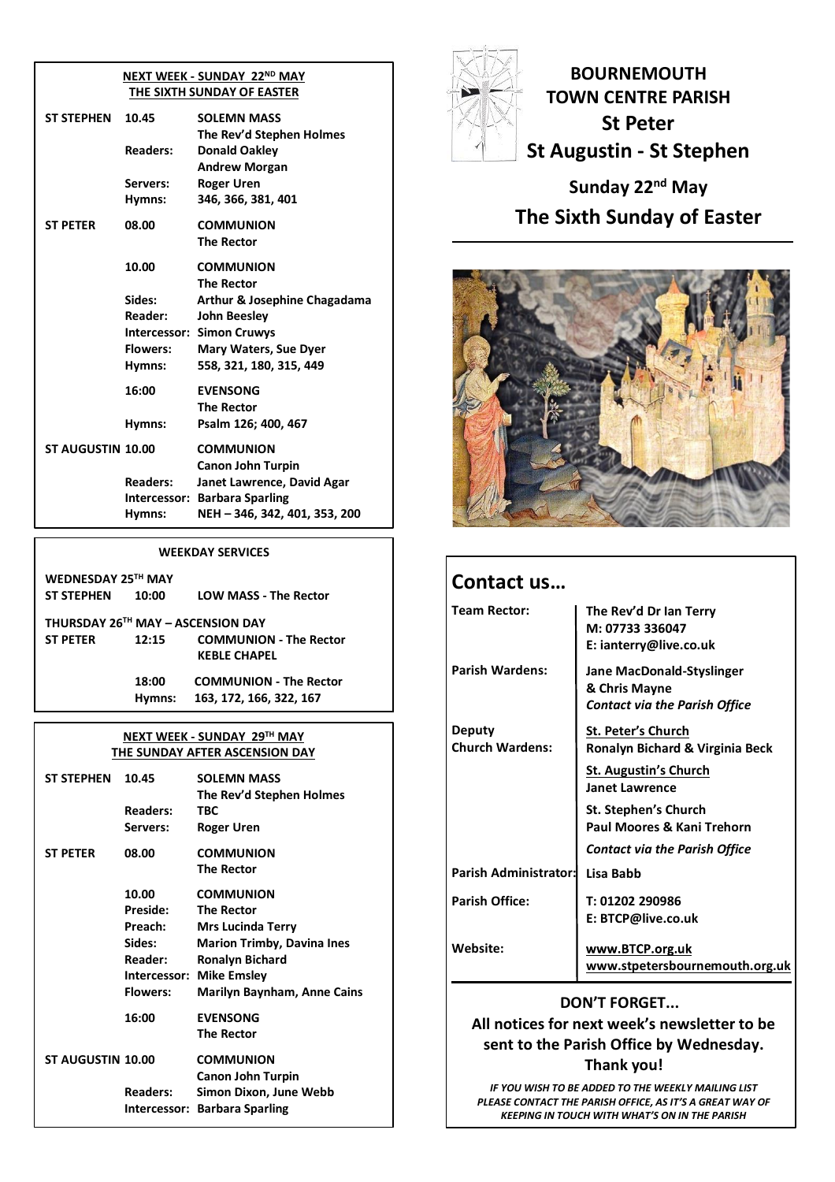# BOURNEMOUTH TOWN CENTRE PARISH

## St Peter
## St Augustin - St Stephen

**Sunday 22nd May**
**The Sixth Sunday of Easter**

### NEXT WEEK - SUNDAY 22ND MAY
### THE SIXTH SUNDAY OF EASTER

| | | |
|---|---|---|
| **ST STEPHEN** | **10.45** | **SOLEMN MASS** |
| | | **The Rev'd Stephen Holmes** |
| | **Readers:** | **Donald Oakley** |
| | | **Andrew Morgan** |
| | **Servers:** | **Roger Uren** |
| | **Hymns:** | **346, 366, 381, 401** |
| **ST PETER** | **08.00** | **COMMUNION** |
| | | **The Rector** |
| | **10.00** | **COMMUNION** |
| | | **The Rector** |
| | **Sides:** | **Arthur & Josephine Chagadama** |
| | **Reader:** | **John Beesley** |
| | **Intercessor:** | **Simon Cruwys** |
| | **Flowers:** | **Mary Waters, Sue Dyer** |
| | **Hymns:** | **558, 321, 180, 315, 449** |
| | **16:00** | **EVENSONG** |
| | | **The Rector** |
| | **Hymns:** | **Psalm 126; 400, 467** |
| **ST AUGUSTIN** | **10.00** | **COMMUNION** |
| | | **Canon John Turpin** |
| | **Readers:** | **Janet Lawrence, David Agar** |
| | **Intercessor:** | **Barbara Sparling** |
| | **Hymns:** | **NEH – 346, 342, 401, 353, 200** |

### WEEKDAY SERVICES

**WEDNESDAY 25TH MAY**

| | | |
|---|---|---|
| **ST STEPHEN** | **10:00** | **LOW MASS - The Rector** |

**THURSDAY 26TH MAY – ASCENSION DAY**

| | | |
|---|---|---|
| **ST PETER** | **12:15** | **COMMUNION - The Rector** |
| | | **KEBLE CHAPEL** |
| | **18:00** | **COMMUNION - The Rector** |
| | **Hymns:** | **163, 172, 166, 322, 167** |

### NEXT WEEK - SUNDAY 29TH MAY
### THE SUNDAY AFTER ASCENSION DAY

| | | |
|---|---|---|
| **ST STEPHEN** | **10.45** | **SOLEMN MASS** |
| | | **The Rev'd Stephen Holmes** |
| | **Readers:** | **TBC** |
| | **Servers:** | **Roger Uren** |
| **ST PETER** | **08.00** | **COMMUNION** |
| | | **The Rector** |
| | **10.00** | **COMMUNION** |
| | **Preside:** | **The Rector** |
| | **Preach:** | **Mrs Lucinda Terry** |
| | **Sides:** | **Marion Trimby, Davina Ines** |
| | **Reader:** | **Ronalyn Bichard** |
| | **Intercessor:** | **Mike Emsley** |
| | **Flowers:** | **Marilyn Baynham, Anne Cains** |
| | **16:00** | **EVENSONG** |
| | | **The Rector** |
| **ST AUGUSTIN** | **10.00** | **COMMUNION** |
| | | **Canon John Turpin** |
| | **Readers:** | **Simon Dixon, June Webb** |
| | **Intercessor:** | **Barbara Sparling** |

## Contact us…

| | |
|---|---|
| **Team Rector:** | **The Rev'd Dr Ian Terry**<br>**M: 07733 336047**<br>**E: ianterry@live.co.uk** |
| **Parish Wardens:** | **Jane MacDonald-Styslinger**<br>**& Chris Mayne**<br>***Contact via the Parish Office*** |
| **Deputy Church Wardens:** | **St. Peter's Church**<br>**Ronalyn Bichard & Virginia Beck**<br>**St. Augustin's Church**<br>**Janet Lawrence**<br>**St. Stephen's Church**<br>**Paul Moores & Kani Trehorn**<br>***Contact via the Parish Office*** |
| **Parish Administrator:** | **Lisa Babb** |
| **Parish Office:** | **T: 01202 290986**<br>**E: BTCP@live.co.uk** |
| **Website:** | **www.BTCP.org.uk**<br>**www.stpetersbournemouth.org.uk** |

**DON'T FORGET...**

**All notices for next week's newsletter to be sent to the Parish Office by Wednesday. Thank you!**

***IF YOU WISH TO BE ADDED TO THE WEEKLY MAILING LIST PLEASE CONTACT THE PARISH OFFICE, AS IT'S A GREAT WAY OF KEEPING IN TOUCH WITH WHAT'S ON IN THE PARISH***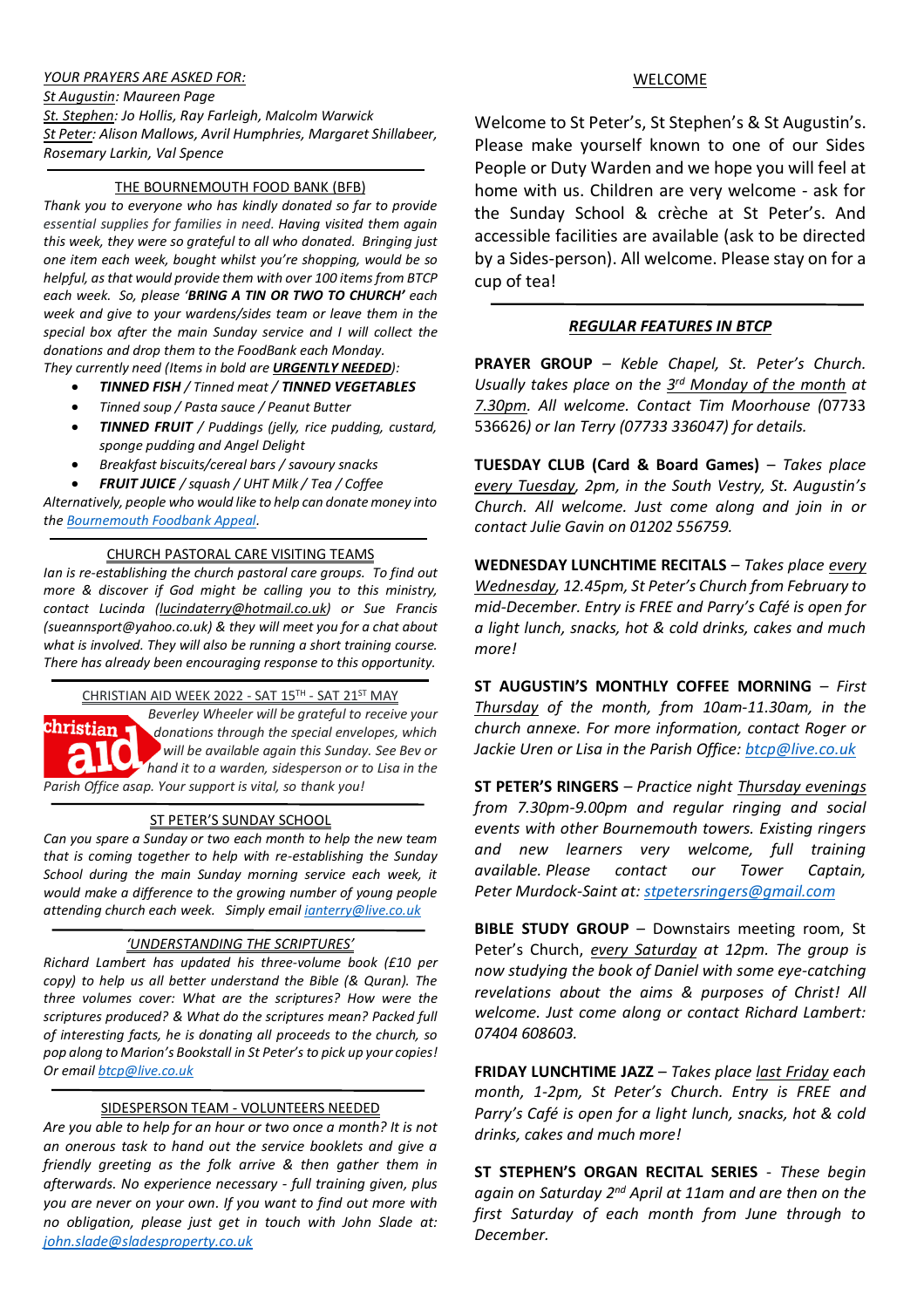*YOUR PRAYERS ARE ASKED FOR:*

*St Augustin: Maureen Page*

*St. Stephen: Jo Hollis, Ray Farleigh, Malcolm Warwick*

*St Peter: Alison Mallows, Avril Humphries, Margaret Shillabeer, Rosemary Larkin, Val Spence*

---

## THE BOURNEMOUTH FOOD BANK (BFB)

*Thank you to everyone who has kindly donated so far to provide essential supplies for families in need. Having visited them again this week, they were so grateful to all who donated. Bringing just one item each week, bought whilst you're shopping, would be so helpful, as that would provide them with over 100 items from BTCP each week. So, please '**BRING A TIN OR TWO TO CHURCH'** each week and give to your wardens/sides team or leave them in the special box after the main Sunday service and I will collect the donations and drop them to the FoodBank each Monday.*

*They currently need (Items in bold are **URGENTLY NEEDED**):*

- ***TINNED FISH** / Tinned meat / **TINNED VEGETABLES***
- *Tinned soup / Pasta sauce / Peanut Butter*
- ***TINNED FRUIT** / Puddings (jelly, rice pudding, custard, sponge pudding and Angel Delight*
- *Breakfast biscuits/cereal bars / savoury snacks*
- ***FRUIT JUICE** / squash / UHT Milk / Tea / Coffee*

*Alternatively, people who would like to help can donate money into the Bournemouth Foodbank Appeal.*

---

## CHURCH PASTORAL CARE VISITING TEAMS

*Ian is re-establishing the church pastoral care groups. To find out more & discover if God might be calling you to this ministry, contact Lucinda (lucindaterry@hotmail.co.uk) or Sue Francis (sueannsport@yahoo.co.uk) & they will meet you for a chat about what is involved. They will also be running a short training course. There has already been encouraging response to this opportunity.*

---

## CHRISTIAN AID WEEK 2022 - SAT 15TH - SAT 21ST MAY

*Beverley Wheeler will be grateful to receive your donations through the special envelopes, which will be available again this Sunday. See Bev or hand it to a warden, sidesperson or to Lisa in the Parish Office asap. Your support is vital, so thank you!*

---

## ST PETER'S SUNDAY SCHOOL

*Can you spare a Sunday or two each month to help the new team that is coming together to help with re-establishing the Sunday School during the main Sunday morning service each week, it would make a difference to the growing number of young people attending church each week. Simply email ianterry@live.co.uk*

---

## *'UNDERSTANDING THE SCRIPTURES'*

*Richard Lambert has updated his three-volume book (£10 per copy) to help us all better understand the Bible (& Quran). The three volumes cover: What are the scriptures? How were the scriptures produced? & What do the scriptures mean? Packed full of interesting facts, he is donating all proceeds to the church, so pop along to Marion's Bookstall in St Peter's to pick up your copies! Or email btcp@live.co.uk*

---

## SIDESPERSON TEAM - VOLUNTEERS NEEDED

*Are you able to help for an hour or two once a month? It is not an onerous task to hand out the service booklets and give a friendly greeting as the folk arrive & then gather them in afterwards. No experience necessary - full training given, plus you are never on your own. If you want to find out more with no obligation, please just get in touch with John Slade at: john.slade@sladesproperty.co.uk*

---

## WELCOME

Welcome to St Peter's, St Stephen's & St Augustin's. Please make yourself known to one of our Sides People or Duty Warden and we hope you will feel at home with us. Children are very welcome - ask for the Sunday School & crèche at St Peter's. And accessible facilities are available (ask to be directed by a Sides-person). All welcome. Please stay on for a cup of tea!

---

## *REGULAR FEATURES IN BTCP*

**PRAYER GROUP** – *Keble Chapel, St. Peter's Church. Usually takes place on the 3rd Monday of the month at 7.30pm. All welcome. Contact Tim Moorhouse (*07733 536626*) or Ian Terry (07733 336047) for details.*

**TUESDAY CLUB (Card & Board Games)** – *Takes place every Tuesday, 2pm, in the South Vestry, St. Augustin's Church. All welcome. Just come along and join in or contact Julie Gavin on 01202 556759.*

**WEDNESDAY LUNCHTIME RECITALS** – *Takes place every Wednesday, 12.45pm, St Peter's Church from February to mid-December. Entry is FREE and Parry's Café is open for a light lunch, snacks, hot & cold drinks, cakes and much more!*

**ST AUGUSTIN'S MONTHLY COFFEE MORNING** – *First Thursday of the month, from 10am-11.30am, in the church annexe. For more information, contact Roger or Jackie Uren or Lisa in the Parish Office: btcp@live.co.uk*

**ST PETER'S RINGERS** – *Practice night Thursday evenings from 7.30pm-9.00pm and regular ringing and social events with other Bournemouth towers. Existing ringers and new learners very welcome, full training available. Please contact our Tower Captain, Peter Murdock-Saint at: stpetersringers@gmail.com*

**BIBLE STUDY GROUP** – Downstairs meeting room, St Peter's Church, *every Saturday* at 12pm. *The group is now studying the book of Daniel with some eye-catching revelations about the aims & purposes of Christ! All welcome. Just come along or contact Richard Lambert: 07404 608603.*

**FRIDAY LUNCHTIME JAZZ** – *Takes place last Friday each month, 1-2pm, St Peter's Church. Entry is FREE and Parry's Café is open for a light lunch, snacks, hot & cold drinks, cakes and much more!*

**ST STEPHEN'S ORGAN RECITAL SERIES** - *These begin again on Saturday 2nd April at 11am and are then on the first Saturday of each month from June through to December.*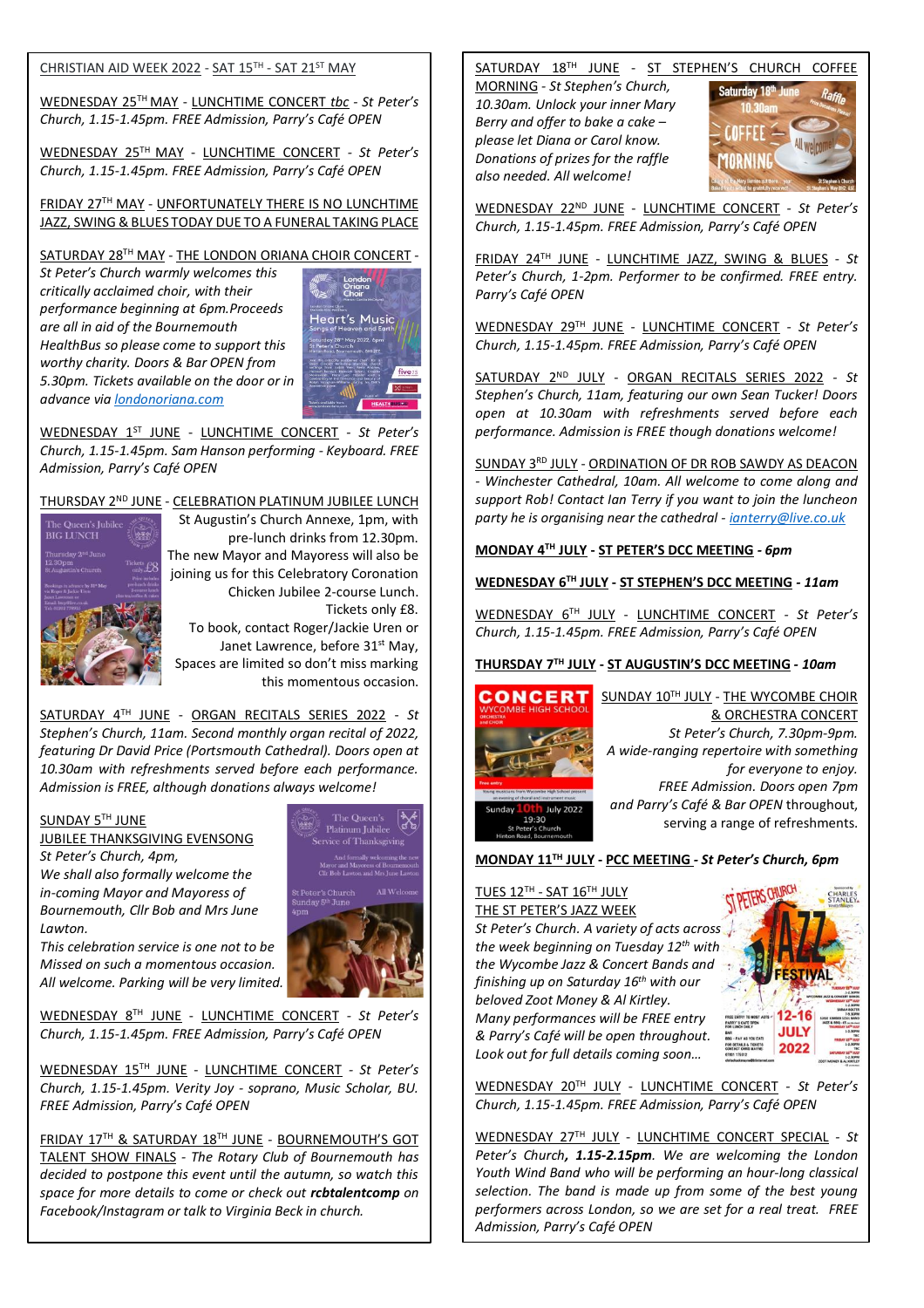CHRISTIAN AID WEEK 2022 - SAT 15TH - SAT 21ST MAY

WEDNESDAY 25TH MAY - LUNCHTIME CONCERT *tbc* - *St Peter's Church, 1.15-1.45pm. FREE Admission, Parry's Café OPEN*

WEDNESDAY 25TH MAY - LUNCHTIME CONCERT - *St Peter's Church, 1.15-1.45pm. FREE Admission, Parry's Café OPEN*

FRIDAY 27TH MAY - UNFORTUNATELY THERE IS NO LUNCHTIME JAZZ, SWING & BLUES TODAY DUE TO A FUNERAL TAKING PLACE

SATURDAY 28TH MAY - THE LONDON ORIANA CHOIR CONCERT - *St Peter's Church warmly welcomes this critically acclaimed choir, with their performance beginning at 6pm. Proceeds are all in aid of the Bournemouth HealthBus so please come to support this worthy charity. Doors & Bar OPEN from 5.30pm. Tickets available on the door or in advance via* londonoriana.com

WEDNESDAY 1ST JUNE - LUNCHTIME CONCERT - *St Peter's Church, 1.15-1.45pm. Sam Hanson performing - Keyboard. FREE Admission, Parry's Café OPEN*

THURSDAY 2ND JUNE - CELEBRATION PLATINUM JUBILEE LUNCH
St Augustin's Church Annexe, 1pm, with pre-lunch drinks from 12.30pm. The new Mayor and Mayoress will also be joining us for this Celebratory Coronation Chicken Jubilee 2-course Lunch. Tickets only £8. To book, contact Roger/Jackie Uren or Janet Lawrence, before 31st May, Spaces are limited so don't miss marking this momentous occasion.

SATURDAY 4TH JUNE - ORGAN RECITALS SERIES 2022 - *St Stephen's Church, 11am. Second monthly organ recital of 2022, featuring Dr David Price (Portsmouth Cathedral). Doors open at 10.30am with refreshments served before each performance. Admission is FREE, although donations always welcome!*

SUNDAY 5TH JUNE
JUBILEE THANKSGIVING EVENSONG
*St Peter's Church, 4pm,*
*We shall also formally welcome the in-coming Mayor and Mayoress of Bournemouth, Cllr Bob and Mrs June Lawton.*
*This celebration service is one not to be Missed on such a momentous occasion. All welcome. Parking will be very limited.*

WEDNESDAY 8TH JUNE - LUNCHTIME CONCERT - *St Peter's Church, 1.15-1.45pm. FREE Admission, Parry's Café OPEN*

WEDNESDAY 15TH JUNE - LUNCHTIME CONCERT - *St Peter's Church, 1.15-1.45pm. Verity Joy - soprano, Music Scholar, BU. FREE Admission, Parry's Café OPEN*

FRIDAY 17TH & SATURDAY 18TH JUNE - BOURNEMOUTH'S GOT TALENT SHOW FINALS - *The Rotary Club of Bournemouth has decided to postpone this event until the autumn, so watch this space for more details to come or check out* ***rcbtalentcomp*** *on Facebook/Instagram or talk to Virginia Beck in church.*

SATURDAY 18TH JUNE - ST STEPHEN'S CHURCH COFFEE MORNING - *St Stephen's Church, 10.30am. Unlock your inner Mary Berry and offer to bake a cake – please let Diana or Carol know. Donations of prizes for the raffle also needed. All welcome!*

WEDNESDAY 22ND JUNE - LUNCHTIME CONCERT - *St Peter's Church, 1.15-1.45pm. FREE Admission, Parry's Café OPEN*

FRIDAY 24TH JUNE - LUNCHTIME JAZZ, SWING & BLUES - *St Peter's Church, 1-2pm. Performer to be confirmed. FREE entry. Parry's Café OPEN*

WEDNESDAY 29TH JUNE - LUNCHTIME CONCERT - *St Peter's Church, 1.15-1.45pm. FREE Admission, Parry's Café OPEN*

SATURDAY 2ND JULY - ORGAN RECITALS SERIES 2022 - *St Stephen's Church, 11am, featuring our own Sean Tucker! Doors open at 10.30am with refreshments served before each performance. Admission is FREE though donations welcome!*

SUNDAY 3RD JULY - ORDINATION OF DR ROB SAWDY AS DEACON - *Winchester Cathedral, 10am. All welcome to come along and support Rob! Contact Ian Terry if you want to join the luncheon party he is organising near the cathedral -* ianterry@live.co.uk

**MONDAY 4TH JULY - ST PETER'S DCC MEETING** ***- 6pm***

**WEDNESDAY 6TH JULY - ST STEPHEN'S DCC MEETING** ***- 11am***

WEDNESDAY 6TH JULY - LUNCHTIME CONCERT - *St Peter's Church, 1.15-1.45pm. FREE Admission, Parry's Café OPEN*

**THURSDAY 7TH JULY - ST AUGUSTIN'S DCC MEETING** ***- 10am***

SUNDAY 10TH JULY - THE WYCOMBE CHOIR & ORCHESTRA CONCERT
*St Peter's Church, 7.30pm-9pm. A wide-ranging repertoire with something for everyone to enjoy. FREE Admission. Doors open 7pm and Parry's Café & Bar OPEN throughout, serving a range of refreshments.*

**MONDAY 11TH JULY - PCC MEETING** ***- St Peter's Church, 6pm***

TUES 12TH - SAT 16TH JULY
THE ST PETER'S JAZZ WEEK
*St Peter's Church. A variety of acts across the week beginning on Tuesday 12th with the Wycombe Jazz & Concert Bands and finishing up on Saturday 16th with our beloved Zoot Money & Al Kirtley. Many performances will be FREE entry & Parry's Café will be open throughout. Look out for full details coming soon…*

WEDNESDAY 20TH JULY - LUNCHTIME CONCERT - *St Peter's Church, 1.15-1.45pm. FREE Admission, Parry's Café OPEN*

WEDNESDAY 27TH JULY - LUNCHTIME CONCERT SPECIAL - *St Peter's Church,* ***1.15-2.15pm****. We are welcoming the London Youth Wind Band who will be performing an hour-long classical selection. The band is made up from some of the best young performers across London, so we are set for a real treat. FREE Admission, Parry's Café OPEN*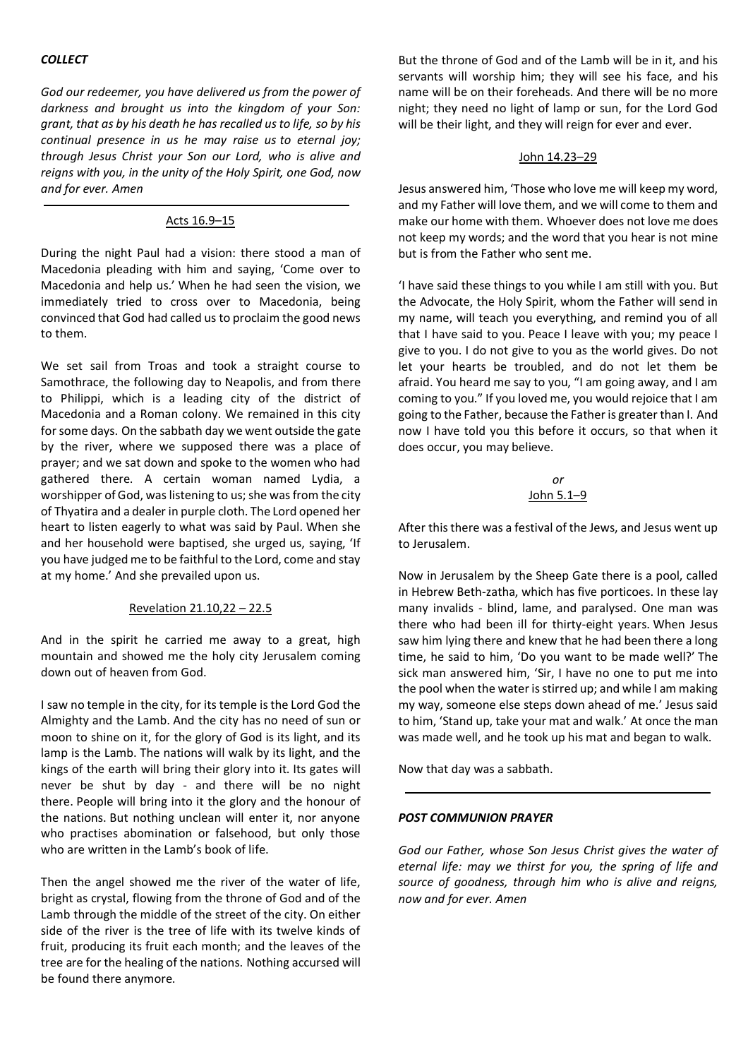***COLLECT***

*God our redeemer, you have delivered us from the power of darkness and brought us into the kingdom of your Son: grant, that as by his death he has recalled us to life, so by his continual presence in us he may raise us to eternal joy; through Jesus Christ your Son our Lord, who is alive and reigns with you, in the unity of the Holy Spirit, one God, now and for ever. Amen*

---

Acts 16.9–15

During the night Paul had a vision: there stood a man of Macedonia pleading with him and saying, 'Come over to Macedonia and help us.' When he had seen the vision, we immediately tried to cross over to Macedonia, being convinced that God had called us to proclaim the good news to them.

We set sail from Troas and took a straight course to Samothrace, the following day to Neapolis, and from there to Philippi, which is a leading city of the district of Macedonia and a Roman colony. We remained in this city for some days. On the sabbath day we went outside the gate by the river, where we supposed there was a place of prayer; and we sat down and spoke to the women who had gathered there. A certain woman named Lydia, a worshipper of God, was listening to us; she was from the city of Thyatira and a dealer in purple cloth. The Lord opened her heart to listen eagerly to what was said by Paul. When she and her household were baptised, she urged us, saying, 'If you have judged me to be faithful to the Lord, come and stay at my home.' And she prevailed upon us.

Revelation 21.10,22 – 22.5

And in the spirit he carried me away to a great, high mountain and showed me the holy city Jerusalem coming down out of heaven from God.

I saw no temple in the city, for its temple is the Lord God the Almighty and the Lamb. And the city has no need of sun or moon to shine on it, for the glory of God is its light, and its lamp is the Lamb. The nations will walk by its light, and the kings of the earth will bring their glory into it. Its gates will never be shut by day - and there will be no night there. People will bring into it the glory and the honour of the nations. But nothing unclean will enter it, nor anyone who practises abomination or falsehood, but only those who are written in the Lamb's book of life.

Then the angel showed me the river of the water of life, bright as crystal, flowing from the throne of God and of the Lamb through the middle of the street of the city. On either side of the river is the tree of life with its twelve kinds of fruit, producing its fruit each month; and the leaves of the tree are for the healing of the nations. Nothing accursed will be found there anymore.

But the throne of God and of the Lamb will be in it, and his servants will worship him; they will see his face, and his name will be on their foreheads. And there will be no more night; they need no light of lamp or sun, for the Lord God will be their light, and they will reign for ever and ever.

John 14.23–29

Jesus answered him, 'Those who love me will keep my word, and my Father will love them, and we will come to them and make our home with them. Whoever does not love me does not keep my words; and the word that you hear is not mine but is from the Father who sent me.

'I have said these things to you while I am still with you. But the Advocate, the Holy Spirit, whom the Father will send in my name, will teach you everything, and remind you of all that I have said to you. Peace I leave with you; my peace I give to you. I do not give to you as the world gives. Do not let your hearts be troubled, and do not let them be afraid. You heard me say to you, "I am going away, and I am coming to you." If you loved me, you would rejoice that I am going to the Father, because the Father is greater than I. And now I have told you this before it occurs, so that when it does occur, you may believe.

*or*

John 5.1–9

After this there was a festival of the Jews, and Jesus went up to Jerusalem.

Now in Jerusalem by the Sheep Gate there is a pool, called in Hebrew Beth-zatha, which has five porticoes. In these lay many invalids - blind, lame, and paralysed. One man was there who had been ill for thirty-eight years. When Jesus saw him lying there and knew that he had been there a long time, he said to him, 'Do you want to be made well?' The sick man answered him, 'Sir, I have no one to put me into the pool when the water is stirred up; and while I am making my way, someone else steps down ahead of me.' Jesus said to him, 'Stand up, take your mat and walk.' At once the man was made well, and he took up his mat and began to walk.

Now that day was a sabbath.

---

***POST COMMUNION PRAYER***

*God our Father, whose Son Jesus Christ gives the water of eternal life: may we thirst for you, the spring of life and source of goodness, through him who is alive and reigns, now and for ever. Amen*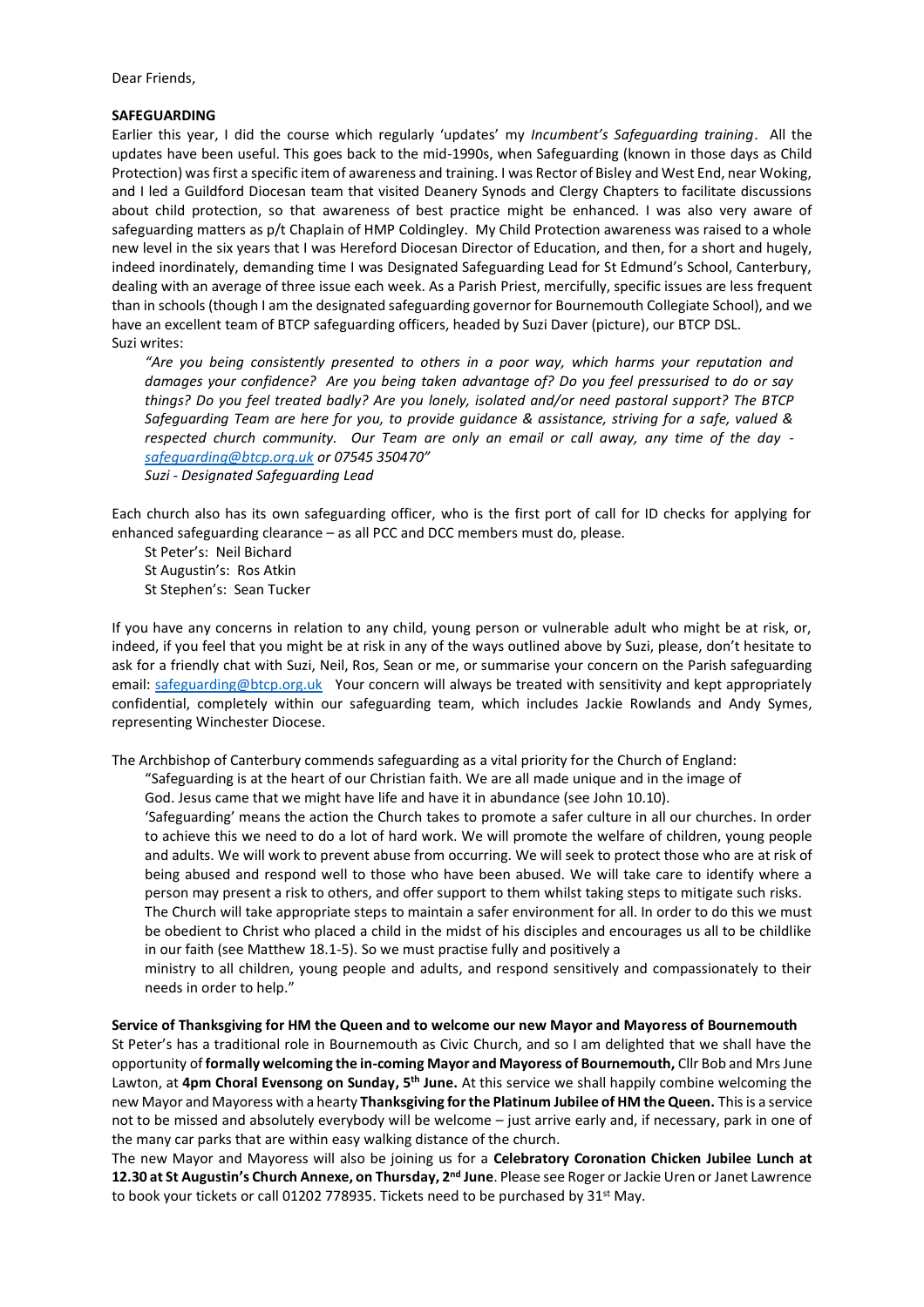Dear Friends,

**SAFEGUARDING**

Earlier this year, I did the course which regularly 'updates' my *Incumbent's Safeguarding training*. All the updates have been useful. This goes back to the mid-1990s, when Safeguarding (known in those days as Child Protection) was first a specific item of awareness and training. I was Rector of Bisley and West End, near Woking, and I led a Guildford Diocesan team that visited Deanery Synods and Clergy Chapters to facilitate discussions about child protection, so that awareness of best practice might be enhanced. I was also very aware of safeguarding matters as p/t Chaplain of HMP Coldingley. My Child Protection awareness was raised to a whole new level in the six years that I was Hereford Diocesan Director of Education, and then, for a short and hugely, indeed inordinately, demanding time I was Designated Safeguarding Lead for St Edmund's School, Canterbury, dealing with an average of three issue each week. As a Parish Priest, mercifully, specific issues are less frequent than in schools (though I am the designated safeguarding governor for Bournemouth Collegiate School), and we have an excellent team of BTCP safeguarding officers, headed by Suzi Daver (picture), our BTCP DSL.

Suzi writes:

> *"Are you being consistently presented to others in a poor way, which harms your reputation and damages your confidence? Are you being taken advantage of? Do you feel pressurised to do or say things? Do you feel treated badly? Are you lonely, isolated and/or need pastoral support? The BTCP Safeguarding Team are here for you, to provide guidance & assistance, striving for a safe, valued & respected church community. Our Team are only an email or call away, any time of the day - safeguarding@btcp.org.uk or 07545 350470"*
>
> *Suzi - Designated Safeguarding Lead*

Each church also has its own safeguarding officer, who is the first port of call for ID checks for applying for enhanced safeguarding clearance – as all PCC and DCC members must do, please.

St Peter's: Neil Bichard  
St Augustin's: Ros Atkin  
St Stephen's: Sean Tucker

If you have any concerns in relation to any child, young person or vulnerable adult who might be at risk, or, indeed, if you feel that you might be at risk in any of the ways outlined above by Suzi, please, don't hesitate to ask for a friendly chat with Suzi, Neil, Ros, Sean or me, or summarise your concern on the Parish safeguarding email: safeguarding@btcp.org.uk Your concern will always be treated with sensitivity and kept appropriately confidential, completely within our safeguarding team, which includes Jackie Rowlands and Andy Symes, representing Winchester Diocese.

The Archbishop of Canterbury commends safeguarding as a vital priority for the Church of England:

> "Safeguarding is at the heart of our Christian faith. We are all made unique and in the image of God. Jesus came that we might have life and have it in abundance (see John 10.10).
>
> 'Safeguarding' means the action the Church takes to promote a safer culture in all our churches. In order to achieve this we need to do a lot of hard work. We will promote the welfare of children, young people and adults. We will work to prevent abuse from occurring. We will seek to protect those who are at risk of being abused and respond well to those who have been abused. We will take care to identify where a person may present a risk to others, and offer support to them whilst taking steps to mitigate such risks.
>
> The Church will take appropriate steps to maintain a safer environment for all. In order to do this we must be obedient to Christ who placed a child in the midst of his disciples and encourages us all to be childlike in our faith (see Matthew 18.1-5). So we must practise fully and positively a ministry to all children, young people and adults, and respond sensitively and compassionately to their needs in order to help."

**Service of Thanksgiving for HM the Queen and to welcome our new Mayor and Mayoress of Bournemouth**

St Peter's has a traditional role in Bournemouth as Civic Church, and so I am delighted that we shall have the opportunity of **formally welcoming the in-coming Mayor and Mayoress of Bournemouth,** Cllr Bob and Mrs June Lawton, at **4pm Choral Evensong on Sunday, 5th June.** At this service we shall happily combine welcoming the new Mayor and Mayoress with a hearty **Thanksgiving for the Platinum Jubilee of HM the Queen.** This is a service not to be missed and absolutely everybody will be welcome – just arrive early and, if necessary, park in one of the many car parks that are within easy walking distance of the church.

The new Mayor and Mayoress will also be joining us for a **Celebratory Coronation Chicken Jubilee Lunch at 12.30 at St Augustin's Church Annexe, on Thursday, 2nd June**. Please see Roger or Jackie Uren or Janet Lawrence to book your tickets or call 01202 778935. Tickets need to be purchased by 31st May.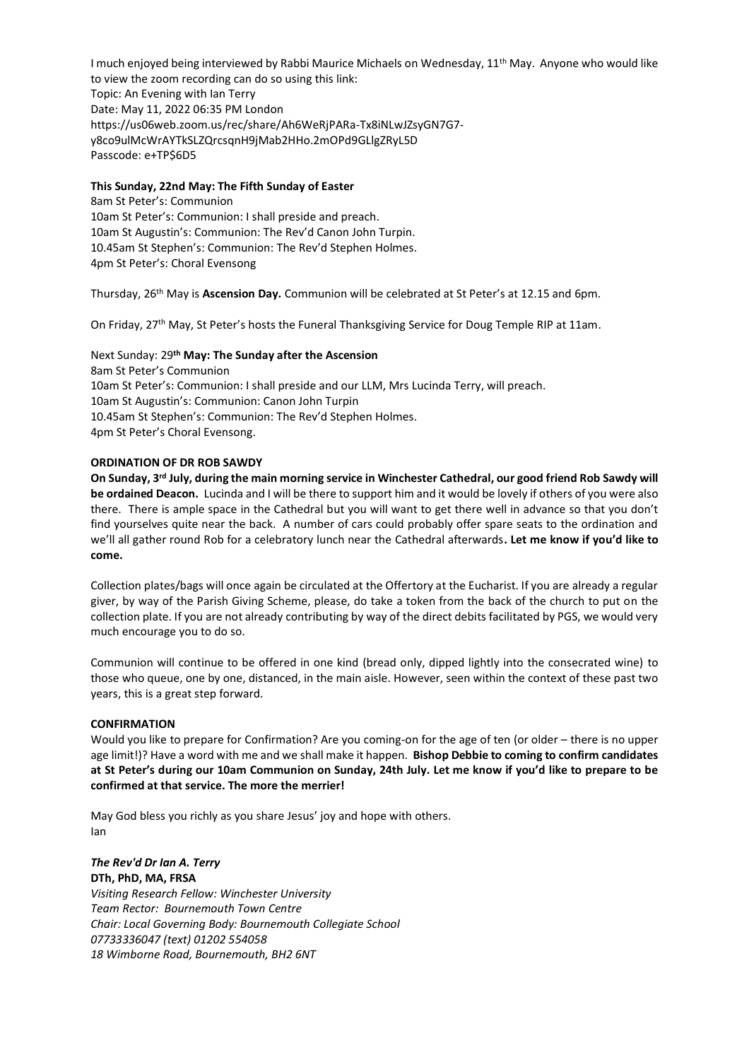I much enjoyed being interviewed by Rabbi Maurice Michaels on Wednesday, 11th May. Anyone who would like to view the zoom recording can do so using this link:
Topic: An Evening with Ian Terry
Date: May 11, 2022 06:35 PM London
https://us06web.zoom.us/rec/share/Ah6WeRjPARa-Tx8iNLwJZsyGN7G7-y8co9ulMcWrAYTkSLZQrcsqnH9jMab2HHo.2mOPd9GLlgZRyL5D
Passcode: e+TP$6D5

**This Sunday, 22nd May: The Fifth Sunday of Easter**
8am St Peter's: Communion
10am St Peter's: Communion: I shall preside and preach.
10am St Augustin's: Communion: The Rev'd Canon John Turpin.
10.45am St Stephen's: Communion: The Rev'd Stephen Holmes.
4pm St Peter's: Choral Evensong

Thursday, 26th May is **Ascension Day.** Communion will be celebrated at St Peter's at 12.15 and 6pm.

On Friday, 27th May, St Peter's hosts the Funeral Thanksgiving Service for Doug Temple RIP at 11am.

Next Sunday: 29**th May: The Sunday after the Ascension**
8am St Peter's Communion
10am St Peter's: Communion: I shall preside and our LLM, Mrs Lucinda Terry, will preach.
10am St Augustin's: Communion: Canon John Turpin
10.45am St Stephen's: Communion: The Rev'd Stephen Holmes.
4pm St Peter's Choral Evensong.

**ORDINATION OF DR ROB SAWDY**

**On Sunday, 3rd July, during the main morning service in Winchester Cathedral, our good friend Rob Sawdy will be ordained Deacon.** Lucinda and I will be there to support him and it would be lovely if others of you were also there. There is ample space in the Cathedral but you will want to get there well in advance so that you don't find yourselves quite near the back. A number of cars could probably offer spare seats to the ordination and we'll all gather round Rob for a celebratory lunch near the Cathedral afterwards**. Let me know if you'd like to come.**

Collection plates/bags will once again be circulated at the Offertory at the Eucharist. If you are already a regular giver, by way of the Parish Giving Scheme, please, do take a token from the back of the church to put on the collection plate. If you are not already contributing by way of the direct debits facilitated by PGS, we would very much encourage you to do so.

Communion will continue to be offered in one kind (bread only, dipped lightly into the consecrated wine) to those who queue, one by one, distanced, in the main aisle. However, seen within the context of these past two years, this is a great step forward.

**CONFIRMATION**

Would you like to prepare for Confirmation? Are you coming-on for the age of ten (or older – there is no upper age limit!)? Have a word with me and we shall make it happen. **Bishop Debbie to coming to confirm candidates at St Peter's during our 10am Communion on Sunday, 24th July. Let me know if you'd like to prepare to be confirmed at that service. The more the merrier!**

May God bless you richly as you share Jesus' joy and hope with others.
Ian

***The Rev'd Dr Ian A. Terry***
**DTh, PhD, MA, FRSA**
*Visiting Research Fellow: Winchester University*
*Team Rector: Bournemouth Town Centre*
*Chair: Local Governing Body: Bournemouth Collegiate School*
*07733336047 (text) 01202 554058*
*18 Wimborne Road, Bournemouth, BH2 6NT*